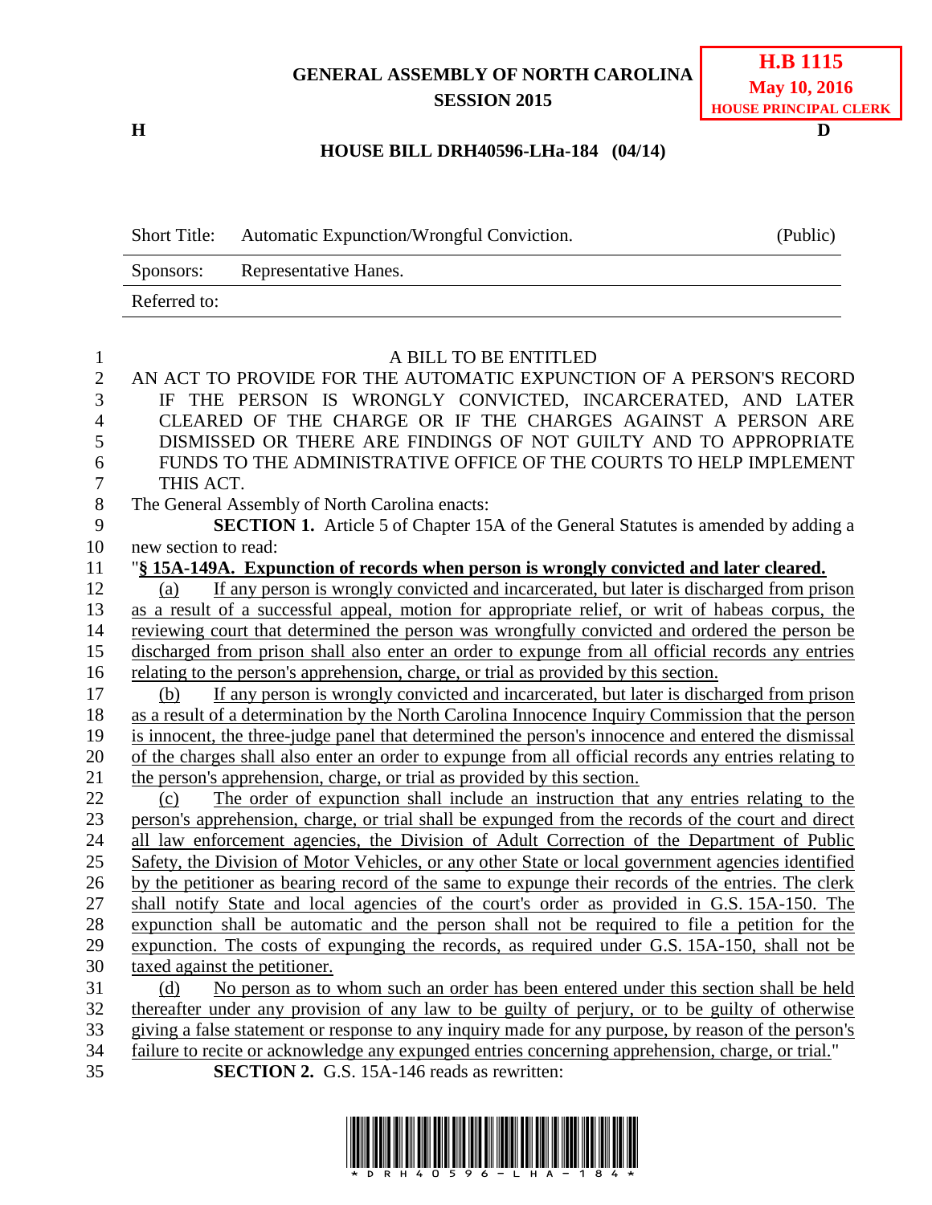**H.B 1115**
**May 10, 2016**
**HOUSE PRINCIPAL CLERK**

# GENERAL ASSEMBLY OF NORTH CAROLINA
## SESSION 2015

**H** **D**

## HOUSE BILL DRH40596-LHa-184 (04/14)

| Short Title: | Automatic Expunction/Wrongful Conviction. | (Public) |
|---|---|---|
| Sponsors: | Representative Hanes. | |
| Referred to: | | |

A BILL TO BE ENTITLED

AN ACT TO PROVIDE FOR THE AUTOMATIC EXPUNCTION OF A PERSON'S RECORD IF THE PERSON IS WRONGLY CONVICTED, INCARCERATED, AND LATER CLEARED OF THE CHARGE OR IF THE CHARGES AGAINST A PERSON ARE DISMISSED OR THERE ARE FINDINGS OF NOT GUILTY AND TO APPROPRIATE FUNDS TO THE ADMINISTRATIVE OFFICE OF THE COURTS TO HELP IMPLEMENT THIS ACT.

The General Assembly of North Carolina enacts:

**SECTION 1.** Article 5 of Chapter 15A of the General Statutes is amended by adding a new section to read:

"**§ 15A-149A. Expunction of records when person is wrongly convicted and later cleared.**

(a) If any person is wrongly convicted and incarcerated, but later is discharged from prison as a result of a successful appeal, motion for appropriate relief, or writ of habeas corpus, the reviewing court that determined the person was wrongfully convicted and ordered the person be discharged from prison shall also enter an order to expunge from all official records any entries relating to the person's apprehension, charge, or trial as provided by this section.

(b) If any person is wrongly convicted and incarcerated, but later is discharged from prison as a result of a determination by the North Carolina Innocence Inquiry Commission that the person is innocent, the three-judge panel that determined the person's innocence and entered the dismissal of the charges shall also enter an order to expunge from all official records any entries relating to the person's apprehension, charge, or trial as provided by this section.

(c) The order of expunction shall include an instruction that any entries relating to the person's apprehension, charge, or trial shall be expunged from the records of the court and direct all law enforcement agencies, the Division of Adult Correction of the Department of Public Safety, the Division of Motor Vehicles, or any other State or local government agencies identified by the petitioner as bearing record of the same to expunge their records of the entries. The clerk shall notify State and local agencies of the court's order as provided in G.S. 15A-150. The expunction shall be automatic and the person shall not be required to file a petition for the expunction. The costs of expunging the records, as required under G.S. 15A-150, shall not be taxed against the petitioner.

(d) No person as to whom such an order has been entered under this section shall be held thereafter under any provision of any law to be guilty of perjury, or to be guilty of otherwise giving a false statement or response to any inquiry made for any purpose, by reason of the person's failure to recite or acknowledge any expunged entries concerning apprehension, charge, or trial."

**SECTION 2.** G.S. 15A-146 reads as rewritten: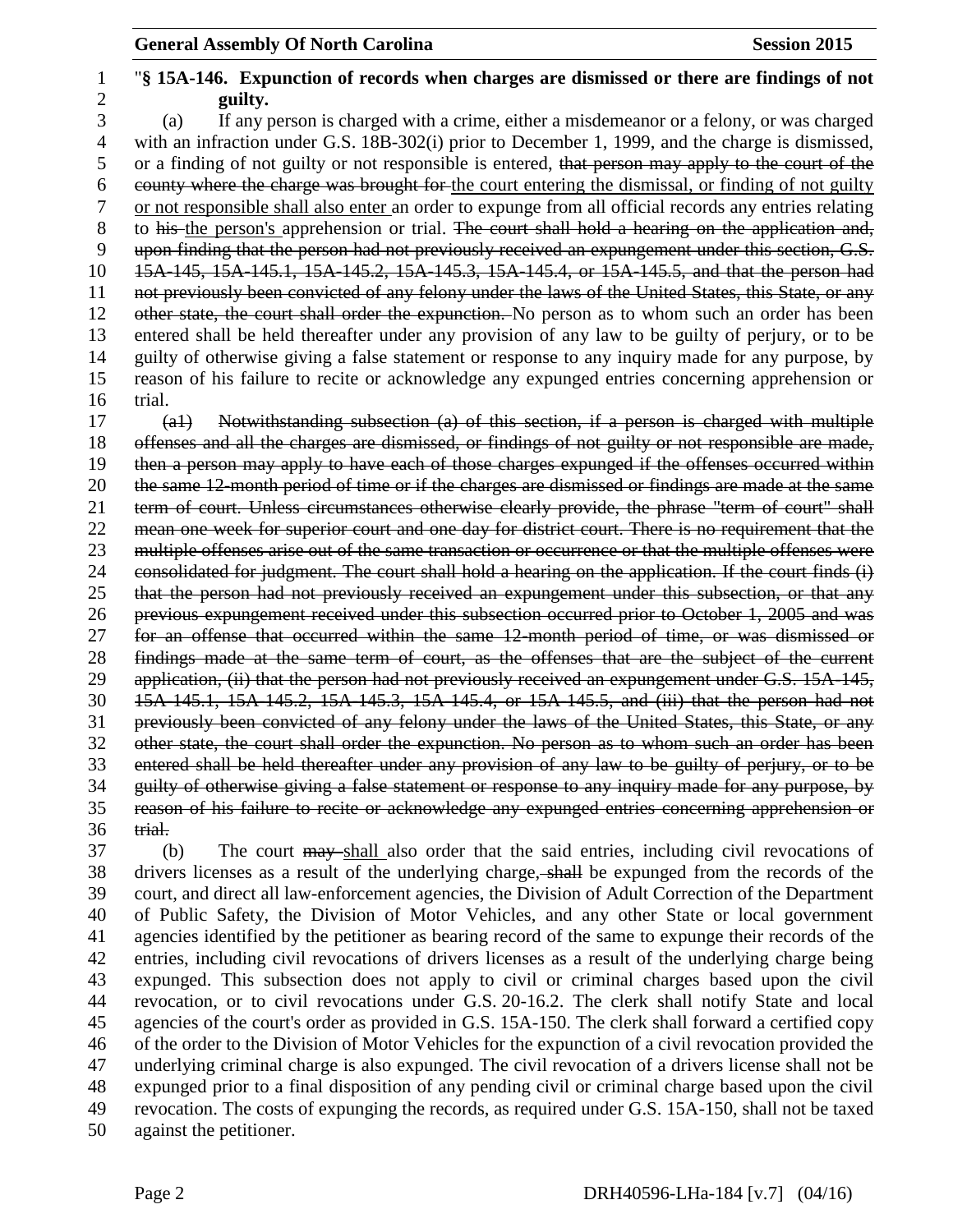"**§ 15A-146. Expunction of records when charges are dismissed or there are findings of not guilty.**

(a) If any person is charged with a crime, either a misdemeanor or a felony, or was charged with an infraction under G.S. 18B-302(i) prior to December 1, 1999, and the charge is dismissed, or a finding of not guilty or not responsible is entered, ~~that person may apply to the court of the county where the charge was brought for~~ <u>the court entering the dismissal, or finding of not guilty or not responsible shall also enter</u> an order to expunge from all official records any entries relating to ~~his~~ <u>the person's</u> apprehension or trial. ~~The court shall hold a hearing on the application and, upon finding that the person had not previously received an expungement under this section, G.S. 15A-145, 15A-145.1, 15A-145.2, 15A-145.3, 15A-145.4, or 15A-145.5, and that the person had not previously been convicted of any felony under the laws of the United States, this State, or any other state, the court shall order the expunction.~~ No person as to whom such an order has been entered shall be held thereafter under any provision of any law to be guilty of perjury, or to be guilty of otherwise giving a false statement or response to any inquiry made for any purpose, by reason of his failure to recite or acknowledge any expunged entries concerning apprehension or trial.

~~(a1) Notwithstanding subsection (a) of this section, if a person is charged with multiple offenses and all the charges are dismissed, or findings of not guilty or not responsible are made, then a person may apply to have each of those charges expunged if the offenses occurred within the same 12-month period of time or if the charges are dismissed or findings are made at the same term of court. Unless circumstances otherwise clearly provide, the phrase "term of court" shall mean one week for superior court and one day for district court. There is no requirement that the multiple offenses arise out of the same transaction or occurrence or that the multiple offenses were consolidated for judgment. The court shall hold a hearing on the application. If the court finds (i) that the person had not previously received an expungement under this subsection, or that any previous expungement received under this subsection occurred prior to October 1, 2005 and was for an offense that occurred within the same 12-month period of time, or was dismissed or findings made at the same term of court, as the offenses that are the subject of the current application, (ii) that the person had not previously received an expungement under G.S. 15A-145, 15A-145.1, 15A-145.2, 15A-145.3, 15A-145.4, or 15A-145.5, and (iii) that the person had not previously been convicted of any felony under the laws of the United States, this State, or any other state, the court shall order the expunction. No person as to whom such an order has been entered shall be held thereafter under any provision of any law to be guilty of perjury, or to be guilty of otherwise giving a false statement or response to any inquiry made for any purpose, by reason of his failure to recite or acknowledge any expunged entries concerning apprehension or trial.~~

(b) The court ~~may~~ <u>shall</u> also order that the said entries, including civil revocations of drivers licenses as a result of the underlying charge, ~~shall~~ be expunged from the records of the court, and direct all law-enforcement agencies, the Division of Adult Correction of the Department of Public Safety, the Division of Motor Vehicles, and any other State or local government agencies identified by the petitioner as bearing record of the same to expunge their records of the entries, including civil revocations of drivers licenses as a result of the underlying charge being expunged. This subsection does not apply to civil or criminal charges based upon the civil revocation, or to civil revocations under G.S. 20-16.2. The clerk shall notify State and local agencies of the court's order as provided in G.S. 15A-150. The clerk shall forward a certified copy of the order to the Division of Motor Vehicles for the expunction of a civil revocation provided the underlying criminal charge is also expunged. The civil revocation of a drivers license shall not be expunged prior to a final disposition of any pending civil or criminal charge based upon the civil revocation. The costs of expunging the records, as required under G.S. 15A-150, shall not be taxed against the petitioner.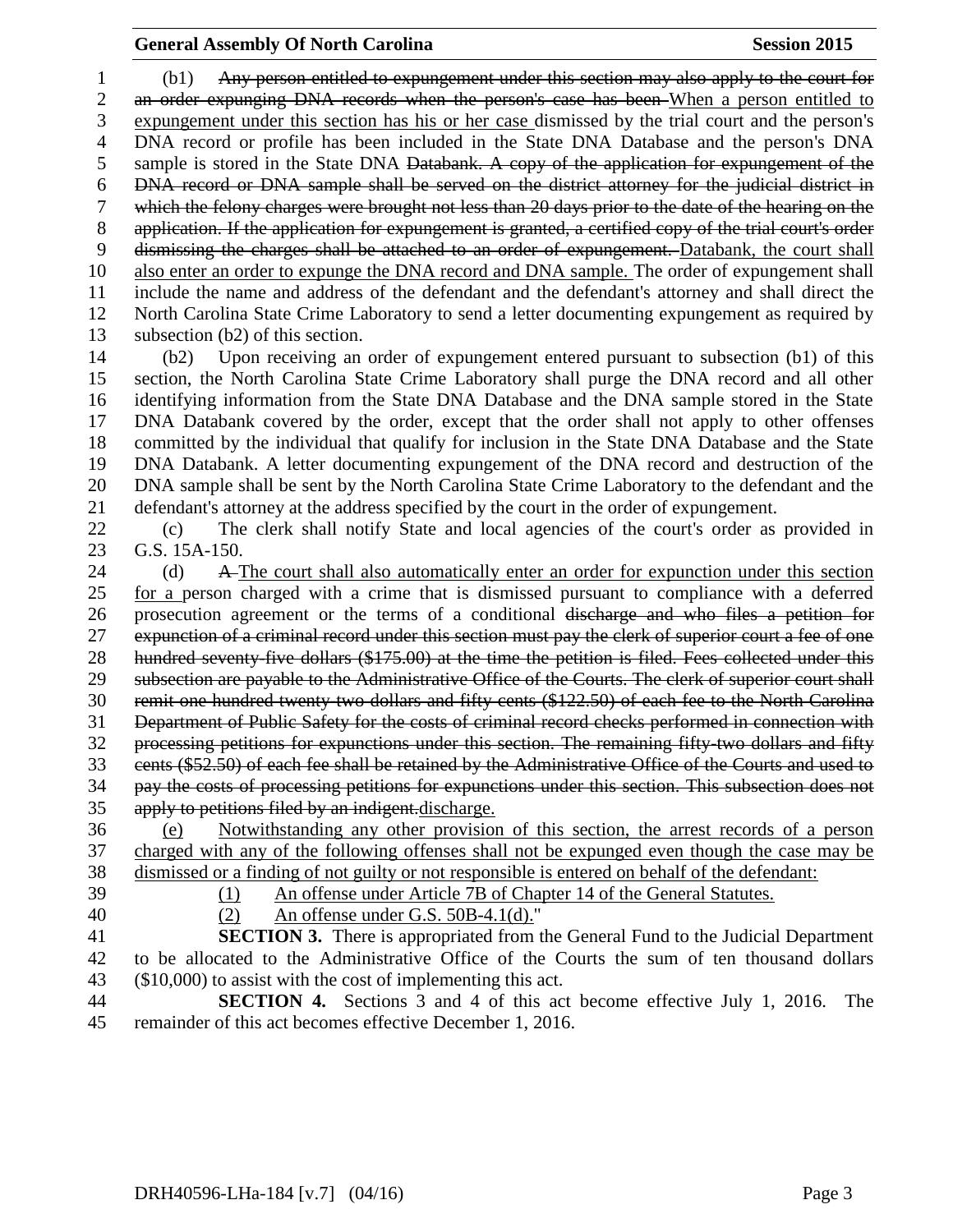(b1) ~~Any person entitled to expungement under this section may also apply to the court for an order expunging DNA records when the person's case has been~~ <u>When a person entitled to expungement under this section has his or her case</u> dismissed by the trial court and the person's DNA record or profile has been included in the State DNA Database and the person's DNA sample is stored in the State DNA ~~Databank. A copy of the application for expungement of the DNA record or DNA sample shall be served on the district attorney for the judicial district in which the felony charges were brought not less than 20 days prior to the date of the hearing on the application. If the application for expungement is granted, a certified copy of the trial court's order dismissing the charges shall be attached to an order of expungement.~~ <u>Databank, the court shall also enter an order to expunge the DNA record and DNA sample.</u> The order of expungement shall include the name and address of the defendant and the defendant's attorney and shall direct the North Carolina State Crime Laboratory to send a letter documenting expungement as required by subsection (b2) of this section.

(b2) Upon receiving an order of expungement entered pursuant to subsection (b1) of this section, the North Carolina State Crime Laboratory shall purge the DNA record and all other identifying information from the State DNA Database and the DNA sample stored in the State DNA Databank covered by the order, except that the order shall not apply to other offenses committed by the individual that qualify for inclusion in the State DNA Database and the State DNA Databank. A letter documenting expungement of the DNA record and destruction of the DNA sample shall be sent by the North Carolina State Crime Laboratory to the defendant and the defendant's attorney at the address specified by the court in the order of expungement.

(c) The clerk shall notify State and local agencies of the court's order as provided in G.S. 15A-150.

(d) ~~A~~ <u>The court shall also automatically enter an order for expunction under this section for a</u> person charged with a crime that is dismissed pursuant to compliance with a deferred prosecution agreement or the terms of a conditional ~~discharge and who files a petition for expunction of a criminal record under this section must pay the clerk of superior court a fee of one hundred seventy-five dollars ($175.00) at the time the petition is filed. Fees collected under this subsection are payable to the Administrative Office of the Courts. The clerk of superior court shall remit one hundred twenty-two dollars and fifty cents ($122.50) of each fee to the North Carolina Department of Public Safety for the costs of criminal record checks performed in connection with processing petitions for expunctions under this section. The remaining fifty-two dollars and fifty cents ($52.50) of each fee shall be retained by the Administrative Office of the Courts and used to pay the costs of processing petitions for expunctions under this section. This subsection does not apply to petitions filed by an indigent.~~<u>discharge.</u>

<u>(e) Notwithstanding any other provision of this section, the arrest records of a person charged with any of the following offenses shall not be expunged even though the case may be dismissed or a finding of not guilty or not responsible is entered on behalf of the defendant:</u>

<u>(1) An offense under Article 7B of Chapter 14 of the General Statutes.</u>

<u>(2) An offense under G.S. 50B-4.1(d).</u>"

**SECTION 3.** There is appropriated from the General Fund to the Judicial Department to be allocated to the Administrative Office of the Courts the sum of ten thousand dollars ($10,000) to assist with the cost of implementing this act.

**SECTION 4.** Sections 3 and 4 of this act become effective July 1, 2016. The remainder of this act becomes effective December 1, 2016.